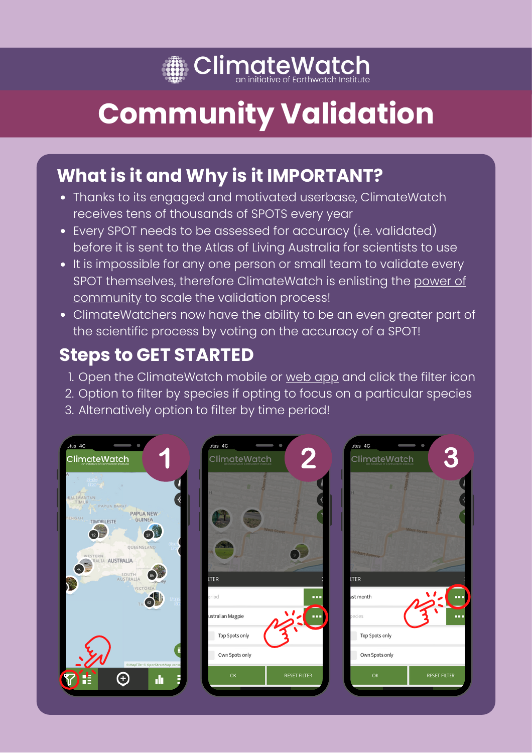# ClimateWatch

an initiative of Earthwatch Institute

# Community Validation

## What is it and Why is it IMPORTANT?

- Thanks to its engaged and motivated userbase, ClimateWatch receives tens of thousands of SPOTS every year
- Every SPOT needs to be assessed for accuracy (i.e. validated) before it is sent to the Atlas of Living Australia for scientists to use
- It is impossible for any one person or small team to validate every SPOT themselves, therefore ClimateWatch is enlisting the power of community to scale the validation process!
- ClimateWatchers now have the ability to be an even greater part of the scientific process by voting on the accuracy of a SPOT!

## Steps to GET STARTED

1. Open the ClimateWatch mobile or web app and click the filter icon
2. Option to filter by species if opting to focus on a particular species
3. Alternatively option to filter by time period!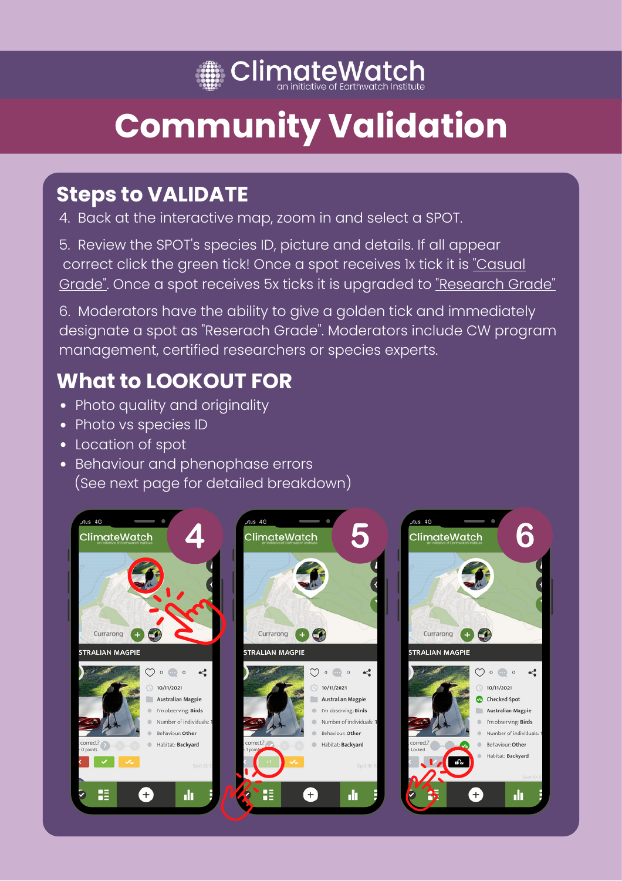# ClimateWatch

an initiative of Earthwatch Institute

# Community Validation

## Steps to VALIDATE

4. Back at the interactive map, zoom in and select a SPOT.

5. Review the SPOT's species ID, picture and details. If all appear correct click the green tick! Once a spot receives 1x tick it is "Casual Grade". Once a spot receives 5x ticks it is upgraded to "Research Grade"

6. Moderators have the ability to give a golden tick and immediately designate a spot as "Reserach Grade". Moderators include CW program management, certified researchers or species experts.

## What to LOOKOUT FOR

- Photo quality and originality
- Photo vs species ID
- Location of spot
- Behaviour and phenophase errors
  (See next page for detailed breakdown)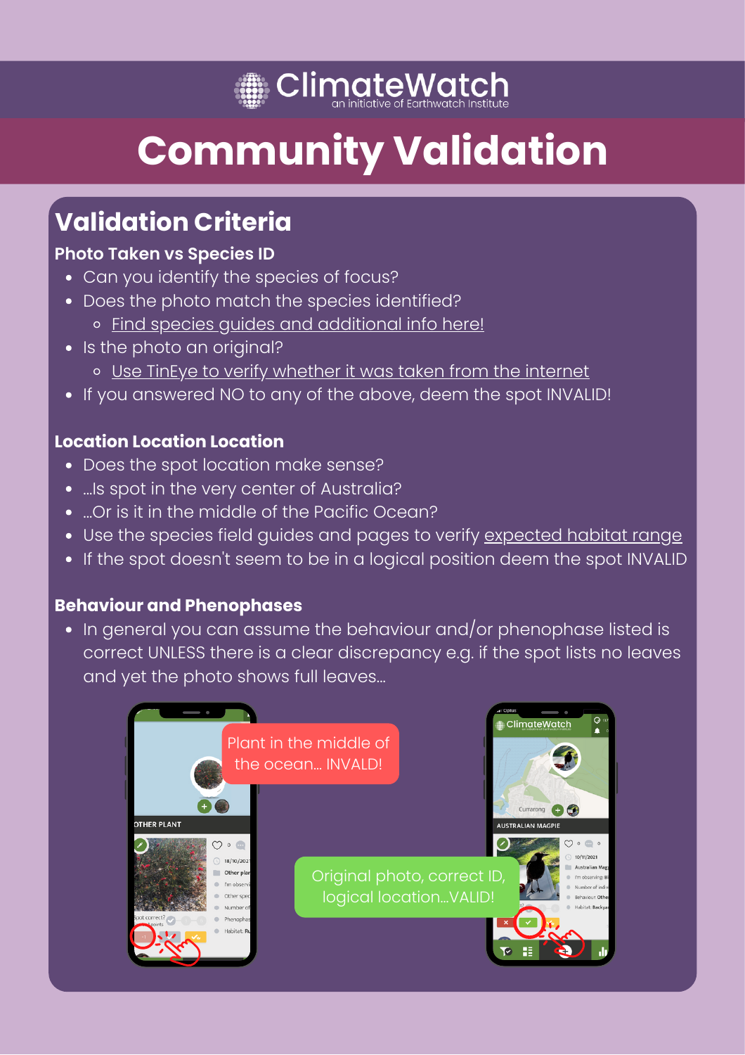ClimateWatch
an initiative of Earthwatch Institute

# Community Validation

## Validation Criteria

### Photo Taken vs Species ID

- Can you identify the species of focus?
- Does the photo match the species identified?
  - Find species guides and additional info here!
- Is the photo an original?
  - Use TinEye to verify whether it was taken from the internet
- If you answered NO to any of the above, deem the spot INVALID!

### Location Location Location

- Does the spot location make sense?
- ...Is spot in the very center of Australia?
- ...Or is it in the middle of the Pacific Ocean?
- Use the species field guides and pages to verify expected habitat range
- If the spot doesn't seem to be in a logical position deem the spot INVALID

### Behaviour and Phenophases

- In general you can assume the behaviour and/or phenophase listed is correct UNLESS there is a clear discrepancy e.g. if the spot lists no leaves and yet the photo shows full leaves...

Plant in the middle of the ocean... INVALD!

Original photo, correct ID, logical location...VALID!